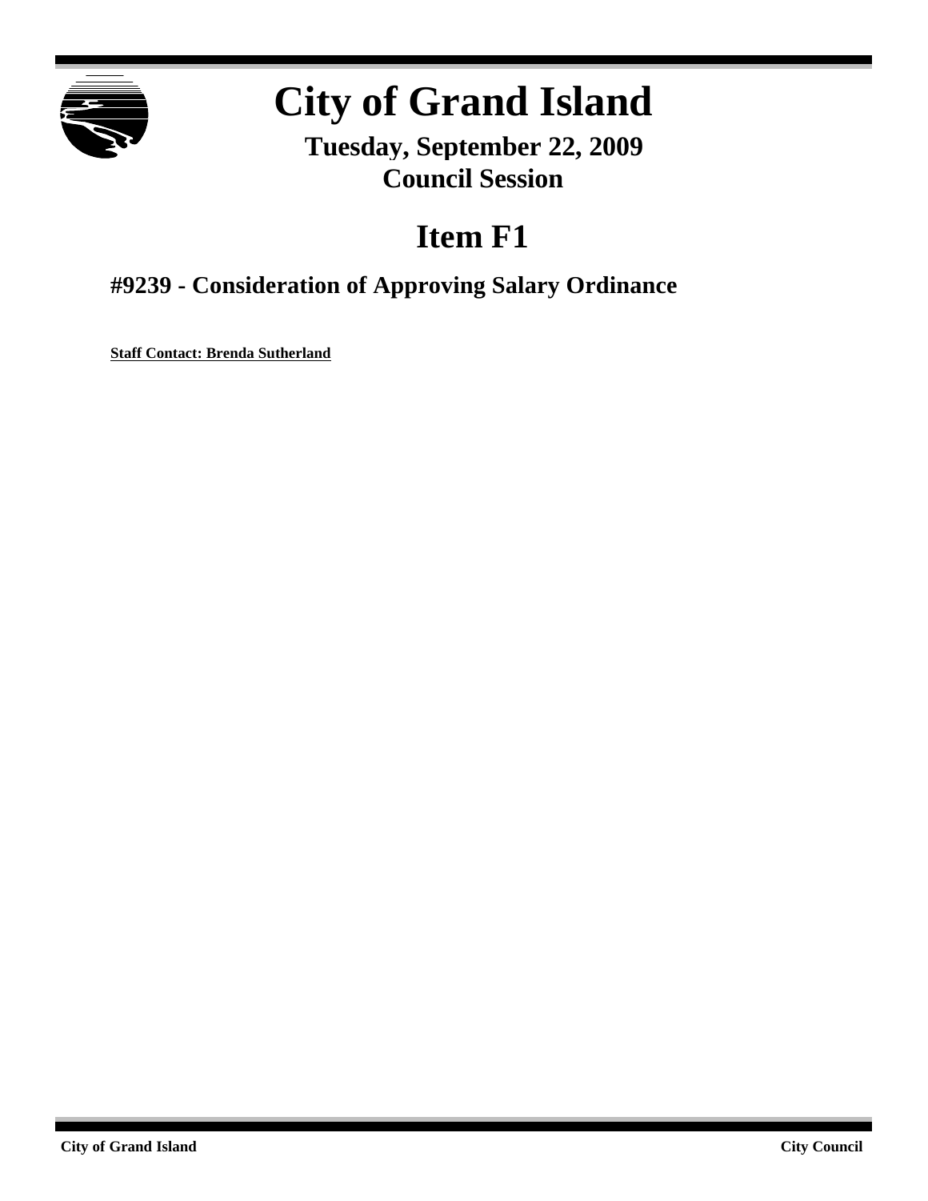# City of Grand Island

**Tuesday, September 22, 2009**
**Council Session**

## Item F1

### #9239 - Consideration of Approving Salary Ordinance

**Staff Contact: Brenda Sutherland**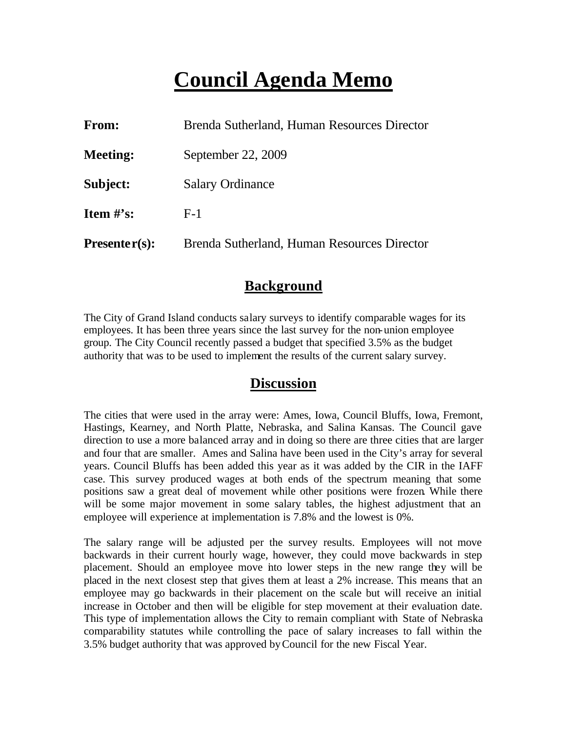# Council Agenda Memo

**From:** Brenda Sutherland, Human Resources Director

**Meeting:** September 22, 2009

**Subject:** Salary Ordinance

**Item #'s:** F-1

**Presenter(s):** Brenda Sutherland, Human Resources Director

## Background

The City of Grand Island conducts salary surveys to identify comparable wages for its employees. It has been three years since the last survey for the non-union employee group. The City Council recently passed a budget that specified 3.5% as the budget authority that was to be used to implement the results of the current salary survey.

## Discussion

The cities that were used in the array were: Ames, Iowa, Council Bluffs, Iowa, Fremont, Hastings, Kearney, and North Platte, Nebraska, and Salina Kansas. The Council gave direction to use a more balanced array and in doing so there are three cities that are larger and four that are smaller. Ames and Salina have been used in the City's array for several years. Council Bluffs has been added this year as it was added by the CIR in the IAFF case. This survey produced wages at both ends of the spectrum meaning that some positions saw a great deal of movement while other positions were frozen. While there will be some major movement in some salary tables, the highest adjustment that an employee will experience at implementation is 7.8% and the lowest is 0%.

The salary range will be adjusted per the survey results. Employees will not move backwards in their current hourly wage, however, they could move backwards in step placement. Should an employee move into lower steps in the new range they will be placed in the next closest step that gives them at least a 2% increase. This means that an employee may go backwards in their placement on the scale but will receive an initial increase in October and then will be eligible for step movement at their evaluation date. This type of implementation allows the City to remain compliant with State of Nebraska comparability statutes while controlling the pace of salary increases to fall within the 3.5% budget authority that was approved by Council for the new Fiscal Year.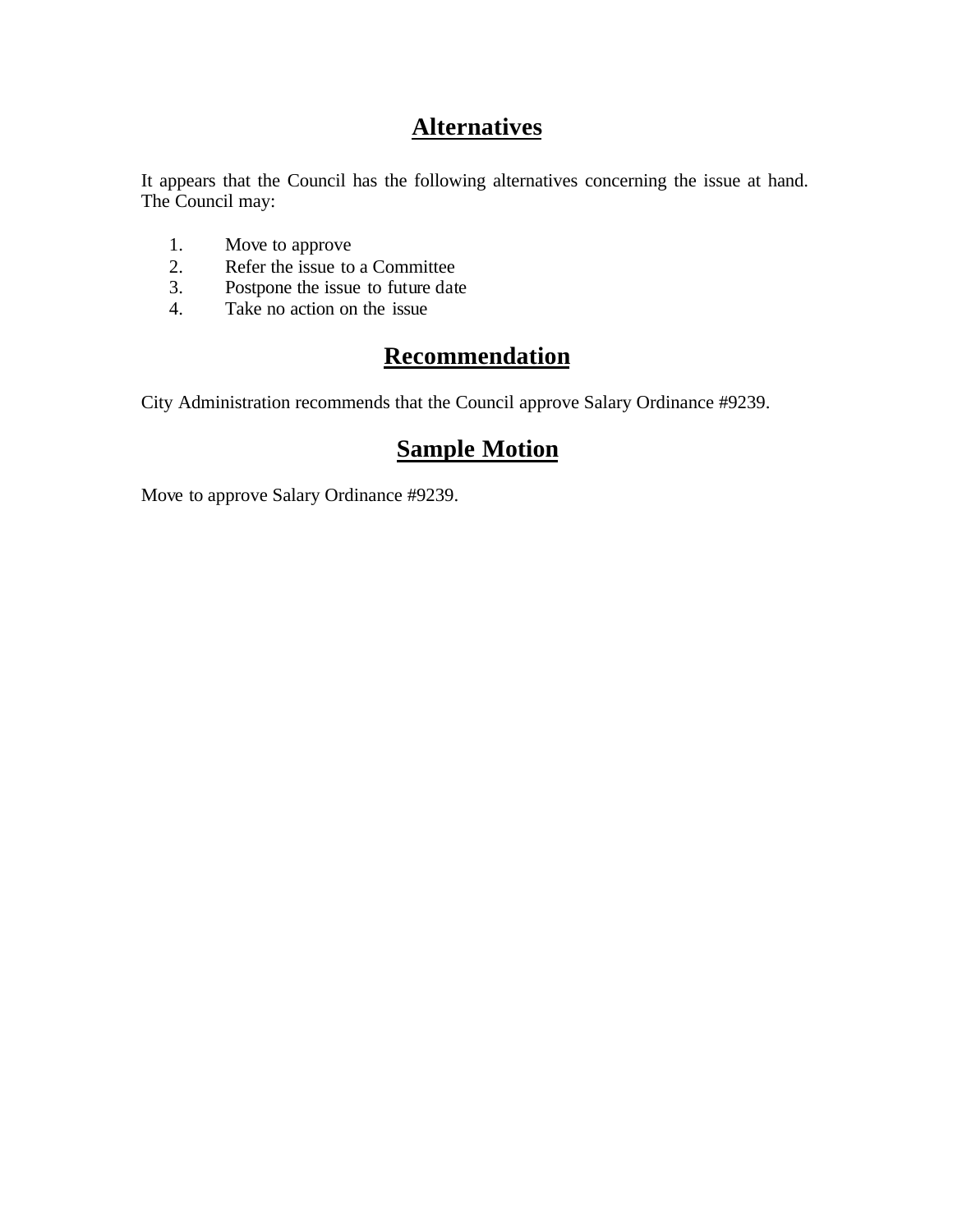## Alternatives

It appears that the Council has the following alternatives concerning the issue at hand. The Council may:

1. Move to approve
2. Refer the issue to a Committee
3. Postpone the issue to future date
4. Take no action on the issue

## Recommendation

City Administration recommends that the Council approve Salary Ordinance #9239.

## Sample Motion

Move to approve Salary Ordinance #9239.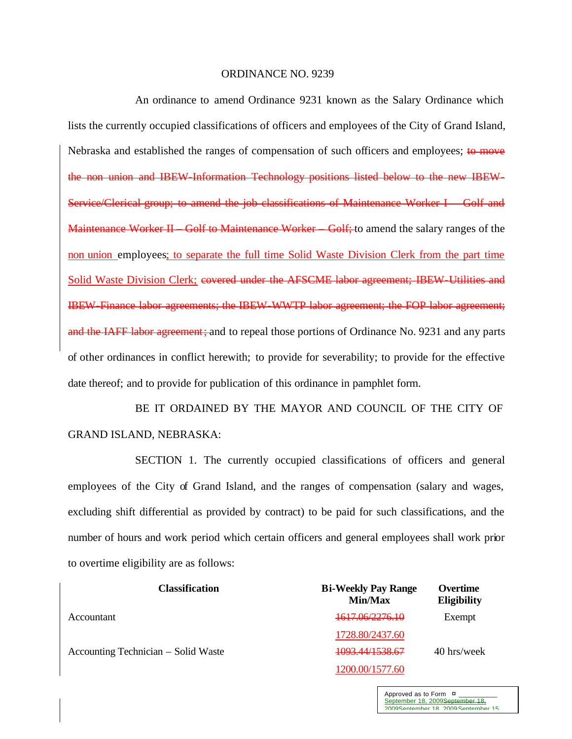ORDINANCE NO. 9239

An ordinance to amend Ordinance 9231 known as the Salary Ordinance which lists the currently occupied classifications of officers and employees of the City of Grand Island, Nebraska and established the ranges of compensation of such officers and employees; ~~to move the non union and IBEW-Information Technology positions listed below to the new IBEW-Service/Clerical group; to amend the job classifications of Maintenance Worker I – Golf and Maintenance Worker II – Golf to Maintenance Worker – Golf;~~ to amend the salary ranges of the non union employees; to separate the full time Solid Waste Division Clerk from the part time Solid Waste Division Clerk; ~~covered under the AFSCME labor agreement; IBEW-Utilities and IBEW-Finance labor agreements; the IBEW-WWTP labor agreement; the FOP labor agreement; and the IAFF labor agreement;~~ and to repeal those portions of Ordinance No. 9231 and any parts of other ordinances in conflict herewith; to provide for severability; to provide for the effective date thereof; and to provide for publication of this ordinance in pamphlet form.

BE IT ORDAINED BY THE MAYOR AND COUNCIL OF THE CITY OF GRAND ISLAND, NEBRASKA:

SECTION 1. The currently occupied classifications of officers and general employees of the City of Grand Island, and the ranges of compensation (salary and wages, excluding shift differential as provided by contract) to be paid for such classifications, and the number of hours and work period which certain officers and general employees shall work prior to overtime eligibility are as follows:

| Classification | Bi-Weekly Pay Range Min/Max | Overtime Eligibility |
|---|---|---|
| Accountant | ~~1617.06/2276.10~~ 1728.80/2437.60 | Exempt |
| Accounting Technician – Solid Waste | ~~1093.44/1538.67~~ 1200.00/1577.60 | 40 hrs/week |

Approved as to Form ¤ ___________
September 18, 2009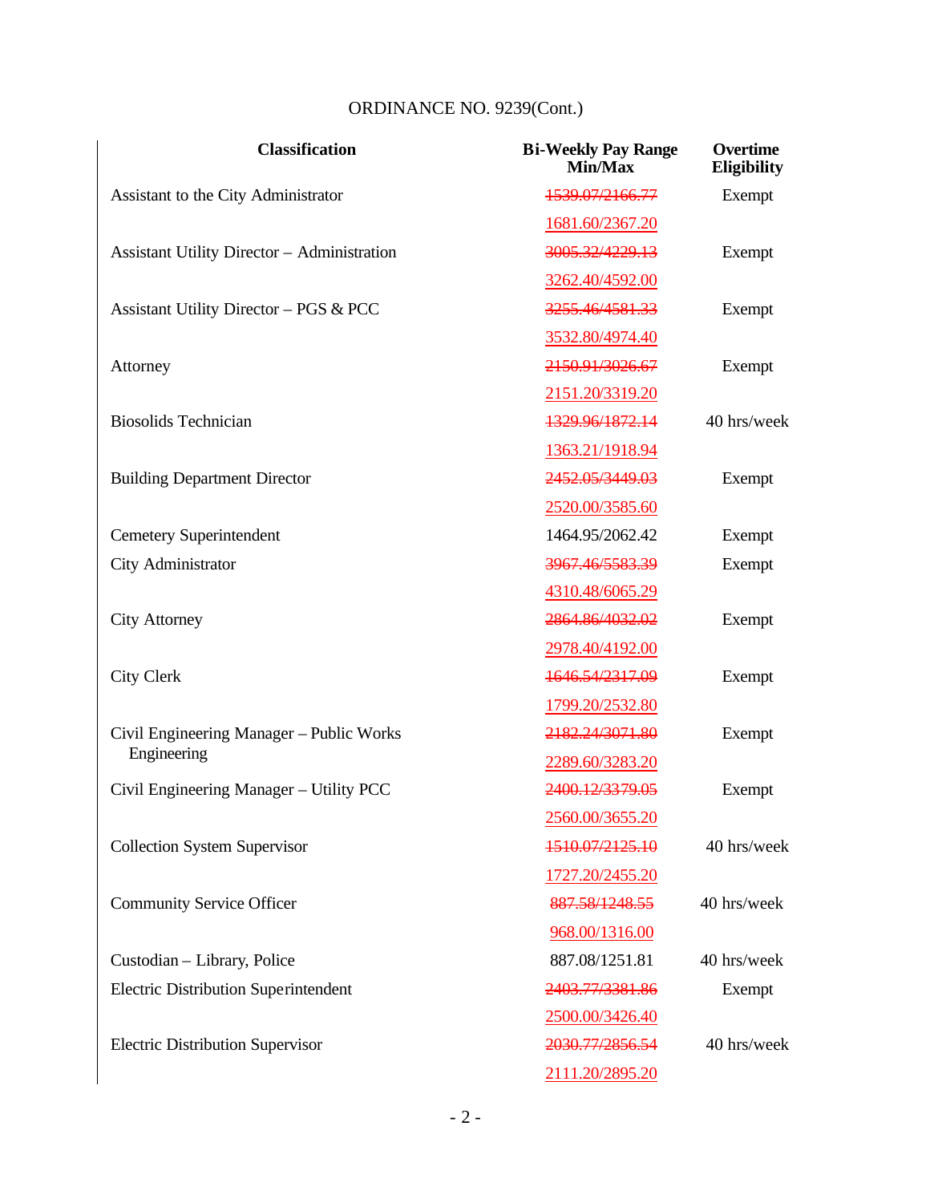ORDINANCE NO. 9239(Cont.)

| Classification | Bi-Weekly Pay Range Min/Max | Overtime Eligibility |
|---|---|---|
| Assistant to the City Administrator | ~~1539.07/2166.77~~ | Exempt |
| | 1681.60/2367.20 | |
| Assistant Utility Director – Administration | ~~3005.32/4229.13~~ | Exempt |
| | 3262.40/4592.00 | |
| Assistant Utility Director – PGS & PCC | ~~3255.46/4581.33~~ | Exempt |
| | 3532.80/4974.40 | |
| Attorney | ~~2150.91/3026.67~~ | Exempt |
| | 2151.20/3319.20 | |
| Biosolids Technician | ~~1329.96/1872.14~~ | 40 hrs/week |
| | 1363.21/1918.94 | |
| Building Department Director | ~~2452.05/3449.03~~ | Exempt |
| | 2520.00/3585.60 | |
| Cemetery Superintendent | 1464.95/2062.42 | Exempt |
| City Administrator | ~~3967.46/5583.39~~ | Exempt |
| | 4310.48/6065.29 | |
| City Attorney | ~~2864.86/4032.02~~ | Exempt |
| | 2978.40/4192.00 | |
| City Clerk | ~~1646.54/2317.09~~ | Exempt |
| | 1799.20/2532.80 | |
| Civil Engineering Manager – Public Works Engineering | ~~2182.24/3071.80~~ | Exempt |
| | 2289.60/3283.20 | |
| Civil Engineering Manager – Utility PCC | ~~2400.12/3379.05~~ | Exempt |
| | 2560.00/3655.20 | |
| Collection System Supervisor | ~~1510.07/2125.10~~ | 40 hrs/week |
| | 1727.20/2455.20 | |
| Community Service Officer | ~~887.58/1248.55~~ | 40 hrs/week |
| | 968.00/1316.00 | |
| Custodian – Library, Police | 887.08/1251.81 | 40 hrs/week |
| Electric Distribution Superintendent | ~~2403.77/3381.86~~ | Exempt |
| | 2500.00/3426.40 | |
| Electric Distribution Supervisor | ~~2030.77/2856.54~~ | 40 hrs/week |
| | 2111.20/2895.20 | |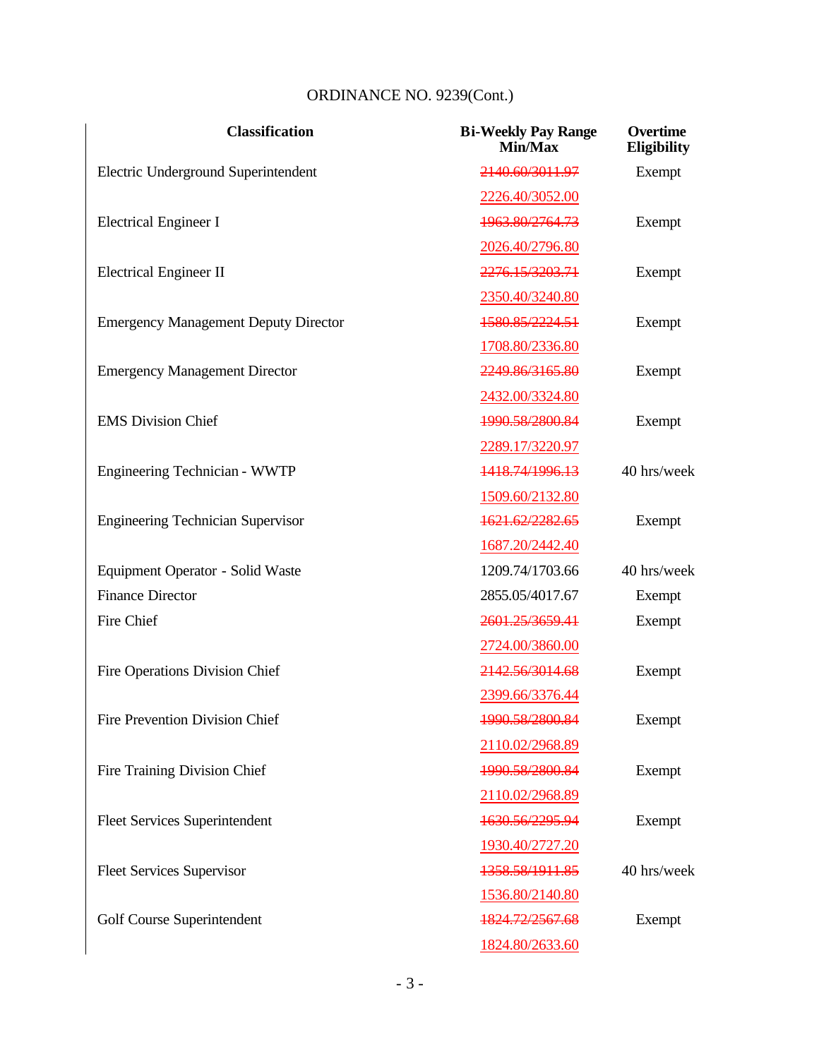ORDINANCE NO. 9239(Cont.)

| Classification | Bi-Weekly Pay Range Min/Max | Overtime Eligibility |
|---|---|---|
| Electric Underground Superintendent | ~~2140.60/3011.97~~ | Exempt |
| | 2226.40/3052.00 | |
| Electrical Engineer I | ~~1963.80/2764.73~~ | Exempt |
| | 2026.40/2796.80 | |
| Electrical Engineer II | ~~2276.15/3203.71~~ | Exempt |
| | 2350.40/3240.80 | |
| Emergency Management Deputy Director | ~~1580.85/2224.51~~ | Exempt |
| | 1708.80/2336.80 | |
| Emergency Management Director | ~~2249.86/3165.80~~ | Exempt |
| | 2432.00/3324.80 | |
| EMS Division Chief | ~~1990.58/2800.84~~ | Exempt |
| | 2289.17/3220.97 | |
| Engineering Technician - WWTP | ~~1418.74/1996.13~~ | 40 hrs/week |
| | 1509.60/2132.80 | |
| Engineering Technician Supervisor | ~~1621.62/2282.65~~ | Exempt |
| | 1687.20/2442.40 | |
| Equipment Operator - Solid Waste | 1209.74/1703.66 | 40 hrs/week |
| Finance Director | 2855.05/4017.67 | Exempt |
| Fire Chief | ~~2601.25/3659.41~~ | Exempt |
| | 2724.00/3860.00 | |
| Fire Operations Division Chief | ~~2142.56/3014.68~~ | Exempt |
| | 2399.66/3376.44 | |
| Fire Prevention Division Chief | ~~1990.58/2800.84~~ | Exempt |
| | 2110.02/2968.89 | |
| Fire Training Division Chief | ~~1990.58/2800.84~~ | Exempt |
| | 2110.02/2968.89 | |
| Fleet Services Superintendent | ~~1630.56/2295.94~~ | Exempt |
| | 1930.40/2727.20 | |
| Fleet Services Supervisor | ~~1358.58/1911.85~~ | 40 hrs/week |
| | 1536.80/2140.80 | |
| Golf Course Superintendent | ~~1824.72/2567.68~~ | Exempt |
| | 1824.80/2633.60 | |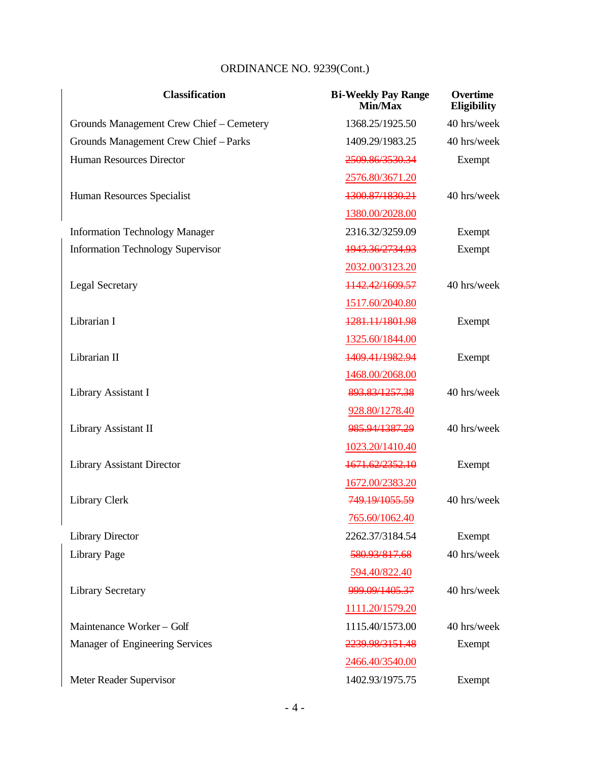ORDINANCE NO. 9239(Cont.)

| Classification | Bi-Weekly Pay Range Min/Max | Overtime Eligibility |
|---|---|---|
| Grounds Management Crew Chief – Cemetery | 1368.25/1925.50 | 40 hrs/week |
| Grounds Management Crew Chief – Parks | 1409.29/1983.25 | 40 hrs/week |
| Human Resources Director | ~~2509.86/3530.34~~ | Exempt |
| | 2576.80/3671.20 | |
| Human Resources Specialist | ~~1300.87/1830.21~~ | 40 hrs/week |
| | 1380.00/2028.00 | |
| Information Technology Manager | 2316.32/3259.09 | Exempt |
| Information Technology Supervisor | ~~1943.36/2734.93~~ | Exempt |
| | 2032.00/3123.20 | |
| Legal Secretary | ~~1142.42/1609.57~~ | 40 hrs/week |
| | 1517.60/2040.80 | |
| Librarian I | ~~1281.11/1801.98~~ | Exempt |
| | 1325.60/1844.00 | |
| Librarian II | ~~1409.41/1982.94~~ | Exempt |
| | 1468.00/2068.00 | |
| Library Assistant I | ~~893.83/1257.38~~ | 40 hrs/week |
| | 928.80/1278.40 | |
| Library Assistant II | ~~985.94/1387.29~~ | 40 hrs/week |
| | 1023.20/1410.40 | |
| Library Assistant Director | ~~1671.62/2352.10~~ | Exempt |
| | 1672.00/2383.20 | |
| Library Clerk | ~~749.19/1055.59~~ | 40 hrs/week |
| | 765.60/1062.40 | |
| Library Director | 2262.37/3184.54 | Exempt |
| Library Page | ~~580.93/817.68~~ | 40 hrs/week |
| | 594.40/822.40 | |
| Library Secretary | ~~999.09/1405.37~~ | 40 hrs/week |
| | 1111.20/1579.20 | |
| Maintenance Worker – Golf | 1115.40/1573.00 | 40 hrs/week |
| Manager of Engineering Services | ~~2239.98/3151.48~~ | Exempt |
| | 2466.40/3540.00 | |
| Meter Reader Supervisor | 1402.93/1975.75 | Exempt |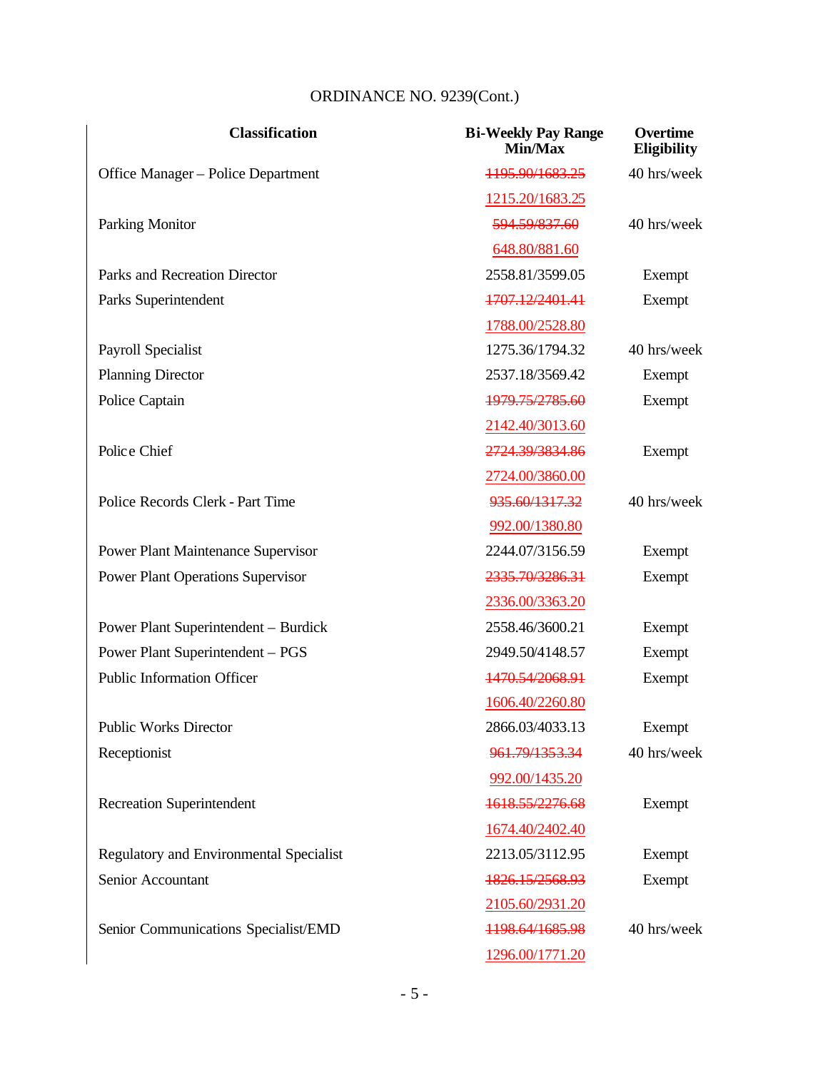ORDINANCE NO. 9239(Cont.)

| Classification | Bi-Weekly Pay Range Min/Max | Overtime Eligibility |
|---|---|---|
| Office Manager – Police Department | ~~1195.90/1683.25~~ | 40 hrs/week |
| | 1215.20/1683.25 | |
| Parking Monitor | ~~594.59/837.60~~ | 40 hrs/week |
| | 648.80/881.60 | |
| Parks and Recreation Director | 2558.81/3599.05 | Exempt |
| Parks Superintendent | ~~1707.12/2401.41~~ | Exempt |
| | 1788.00/2528.80 | |
| Payroll Specialist | 1275.36/1794.32 | 40 hrs/week |
| Planning Director | 2537.18/3569.42 | Exempt |
| Police Captain | ~~1979.75/2785.60~~ | Exempt |
| | 2142.40/3013.60 | |
| Police Chief | ~~2724.39/3834.86~~ | Exempt |
| | 2724.00/3860.00 | |
| Police Records Clerk - Part Time | ~~935.60/1317.32~~ | 40 hrs/week |
| | 992.00/1380.80 | |
| Power Plant Maintenance Supervisor | 2244.07/3156.59 | Exempt |
| Power Plant Operations Supervisor | ~~2335.70/3286.31~~ | Exempt |
| | 2336.00/3363.20 | |
| Power Plant Superintendent – Burdick | 2558.46/3600.21 | Exempt |
| Power Plant Superintendent – PGS | 2949.50/4148.57 | Exempt |
| Public Information Officer | ~~1470.54/2068.91~~ | Exempt |
| | 1606.40/2260.80 | |
| Public Works Director | 2866.03/4033.13 | Exempt |
| Receptionist | ~~961.79/1353.34~~ | 40 hrs/week |
| | 992.00/1435.20 | |
| Recreation Superintendent | ~~1618.55/2276.68~~ | Exempt |
| | 1674.40/2402.40 | |
| Regulatory and Environmental Specialist | 2213.05/3112.95 | Exempt |
| Senior Accountant | ~~1826.15/2568.93~~ | Exempt |
| | 2105.60/2931.20 | |
| Senior Communications Specialist/EMD | ~~1198.64/1685.98~~ | 40 hrs/week |
| | 1296.00/1771.20 | |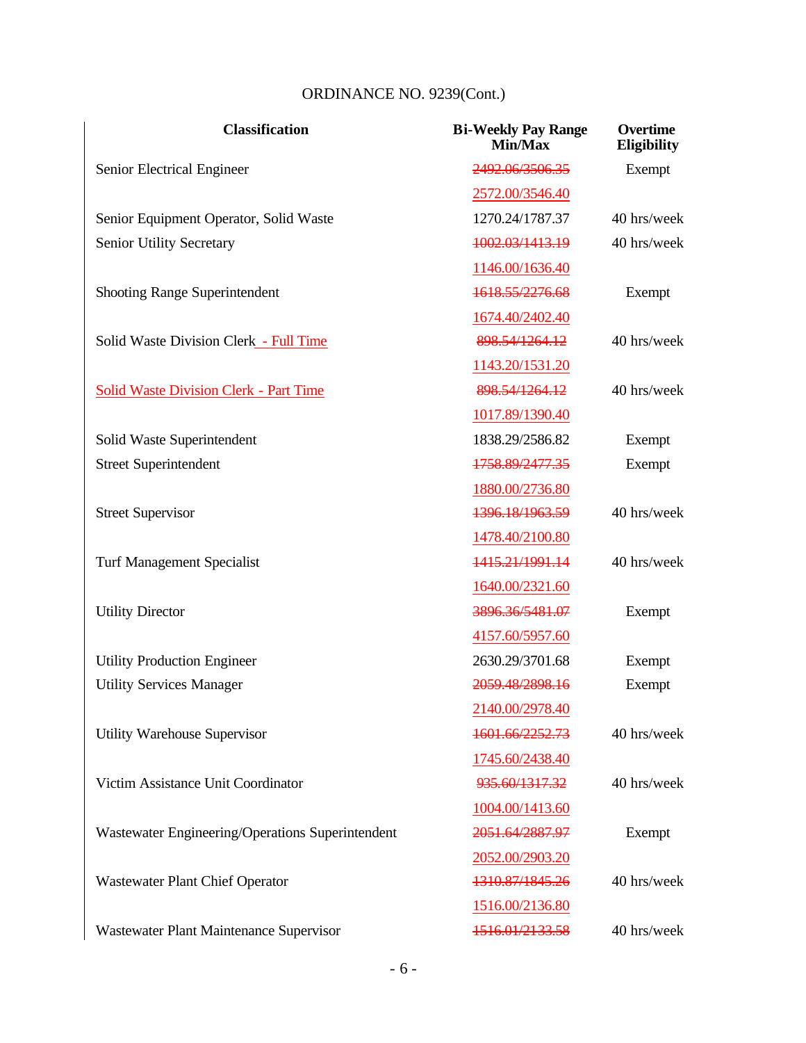ORDINANCE NO. 9239(Cont.)

| Classification | Bi-Weekly Pay Range Min/Max | Overtime Eligibility |
|---|---|---|
| Senior Electrical Engineer | ~~2492.06/3506.35~~ | Exempt |
| | 2572.00/3546.40 | |
| Senior Equipment Operator, Solid Waste | 1270.24/1787.37 | 40 hrs/week |
| Senior Utility Secretary | ~~1002.03/1413.19~~ | 40 hrs/week |
| | 1146.00/1636.40 | |
| Shooting Range Superintendent | ~~1618.55/2276.68~~ | Exempt |
| | 1674.40/2402.40 | |
| Solid Waste Division Clerk - Full Time | ~~898.54/1264.12~~ | 40 hrs/week |
| | 1143.20/1531.20 | |
| Solid Waste Division Clerk - Part Time | ~~898.54/1264.12~~ | 40 hrs/week |
| | 1017.89/1390.40 | |
| Solid Waste Superintendent | 1838.29/2586.82 | Exempt |
| Street Superintendent | ~~1758.89/2477.35~~ | Exempt |
| | 1880.00/2736.80 | |
| Street Supervisor | ~~1396.18/1963.59~~ | 40 hrs/week |
| | 1478.40/2100.80 | |
| Turf Management Specialist | ~~1415.21/1991.14~~ | 40 hrs/week |
| | 1640.00/2321.60 | |
| Utility Director | ~~3896.36/5481.07~~ | Exempt |
| | 4157.60/5957.60 | |
| Utility Production Engineer | 2630.29/3701.68 | Exempt |
| Utility Services Manager | ~~2059.48/2898.16~~ | Exempt |
| | 2140.00/2978.40 | |
| Utility Warehouse Supervisor | ~~1601.66/2252.73~~ | 40 hrs/week |
| | 1745.60/2438.40 | |
| Victim Assistance Unit Coordinator | ~~935.60/1317.32~~ | 40 hrs/week |
| | 1004.00/1413.60 | |
| Wastewater Engineering/Operations Superintendent | ~~2051.64/2887.97~~ | Exempt |
| | 2052.00/2903.20 | |
| Wastewater Plant Chief Operator | ~~1310.87/1845.26~~ | 40 hrs/week |
| | 1516.00/2136.80 | |
| Wastewater Plant Maintenance Supervisor | ~~1516.01/2133.58~~ | 40 hrs/week |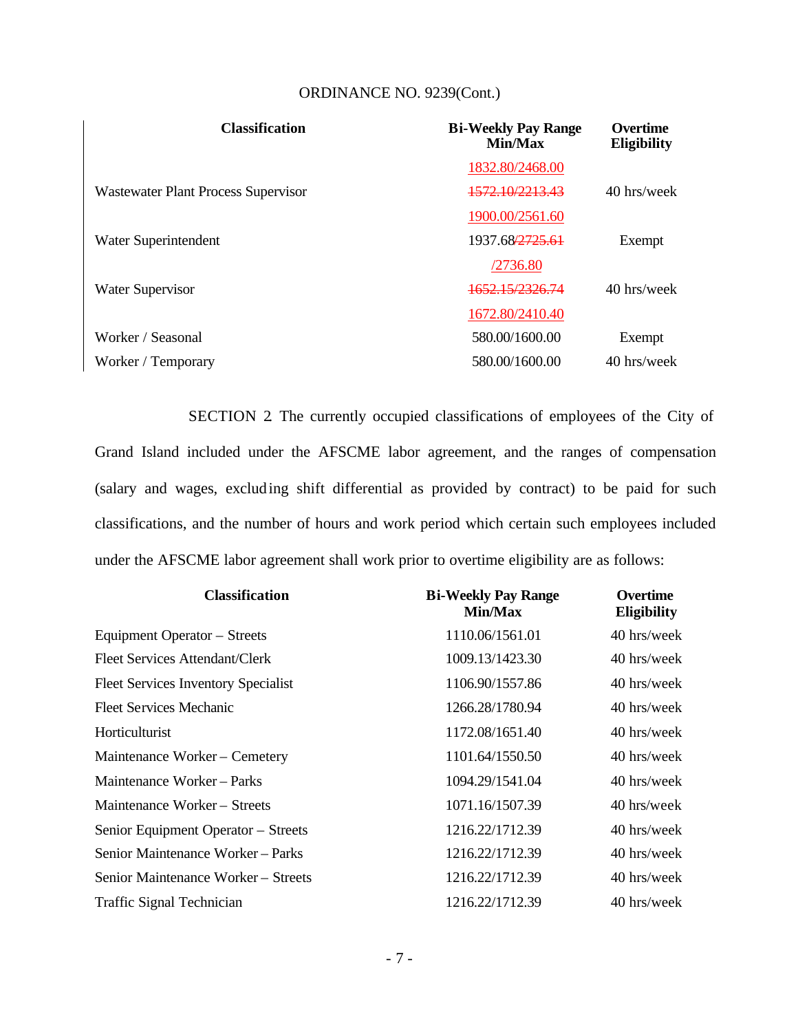ORDINANCE NO. 9239(Cont.)

| Classification | Bi-Weekly Pay Range Min/Max | Overtime Eligibility |
|---|---|---|
| | 1832.80/2468.00 | |
| Wastewater Plant Process Supervisor | ~~1572.10/2213.43~~ | 40 hrs/week |
| | 1900.00/2561.60 | |
| Water Superintendent | 1937.68~~/2725.61~~ | Exempt |
| | /2736.80 | |
| Water Supervisor | ~~1652.15/2326.74~~ | 40 hrs/week |
| | 1672.80/2410.40 | |
| Worker / Seasonal | 580.00/1600.00 | Exempt |
| Worker / Temporary | 580.00/1600.00 | 40 hrs/week |

SECTION 2. The currently occupied classifications of employees of the City of Grand Island included under the AFSCME labor agreement, and the ranges of compensation (salary and wages, excluding shift differential as provided by contract) to be paid for such classifications, and the number of hours and work period which certain such employees included under the AFSCME labor agreement shall work prior to overtime eligibility are as follows:

| Classification | Bi-Weekly Pay Range Min/Max | Overtime Eligibility |
|---|---|---|
| Equipment Operator – Streets | 1110.06/1561.01 | 40 hrs/week |
| Fleet Services Attendant/Clerk | 1009.13/1423.30 | 40 hrs/week |
| Fleet Services Inventory Specialist | 1106.90/1557.86 | 40 hrs/week |
| Fleet Services Mechanic | 1266.28/1780.94 | 40 hrs/week |
| Horticulturist | 1172.08/1651.40 | 40 hrs/week |
| Maintenance Worker – Cemetery | 1101.64/1550.50 | 40 hrs/week |
| Maintenance Worker – Parks | 1094.29/1541.04 | 40 hrs/week |
| Maintenance Worker – Streets | 1071.16/1507.39 | 40 hrs/week |
| Senior Equipment Operator – Streets | 1216.22/1712.39 | 40 hrs/week |
| Senior Maintenance Worker – Parks | 1216.22/1712.39 | 40 hrs/week |
| Senior Maintenance Worker – Streets | 1216.22/1712.39 | 40 hrs/week |
| Traffic Signal Technician | 1216.22/1712.39 | 40 hrs/week |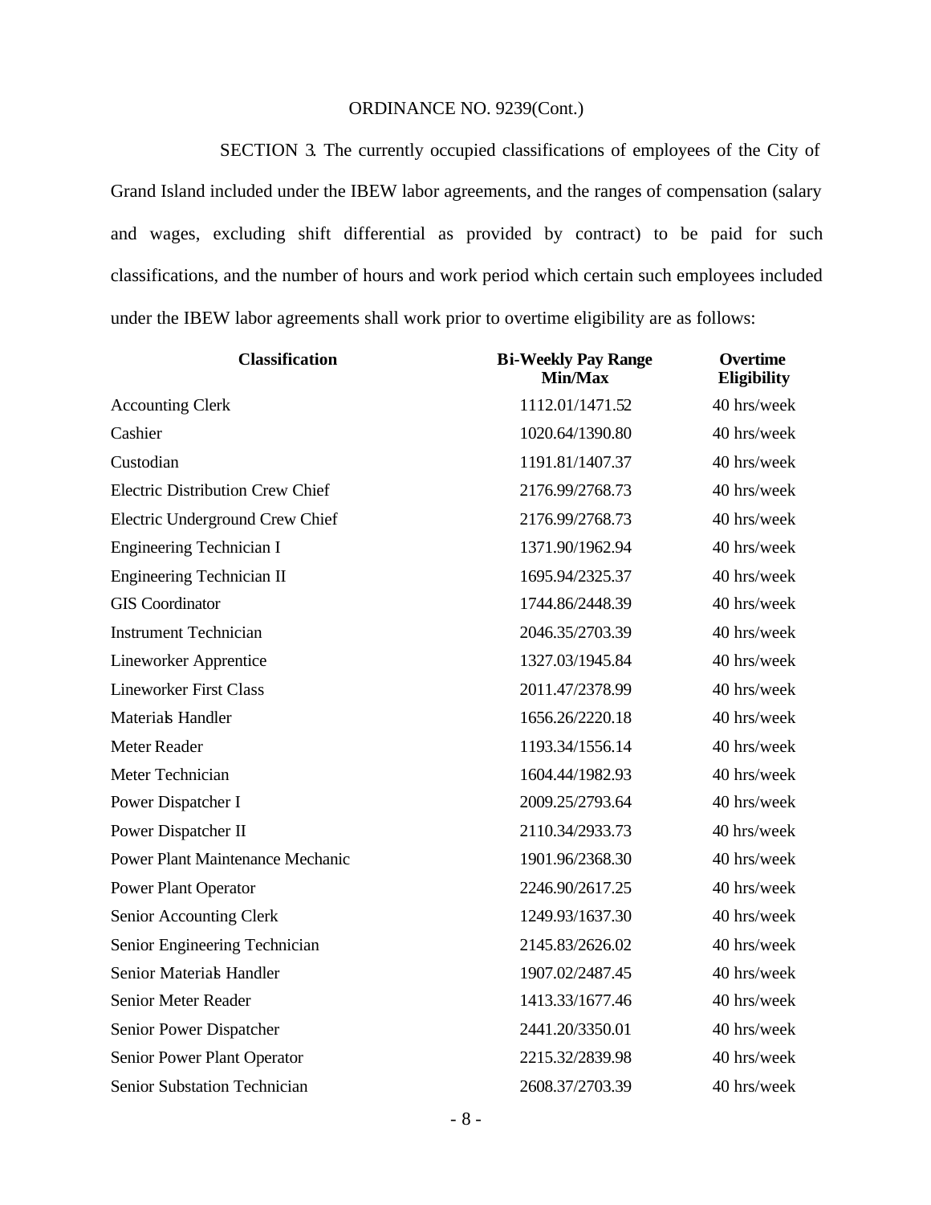ORDINANCE NO. 9239(Cont.)

SECTION 3. The currently occupied classifications of employees of the City of Grand Island included under the IBEW labor agreements, and the ranges of compensation (salary and wages, excluding shift differential as provided by contract) to be paid for such classifications, and the number of hours and work period which certain such employees included under the IBEW labor agreements shall work prior to overtime eligibility are as follows:

| Classification | Bi-Weekly Pay Range Min/Max | Overtime Eligibility |
|---|---|---|
| Accounting Clerk | 1112.01/1471.52 | 40 hrs/week |
| Cashier | 1020.64/1390.80 | 40 hrs/week |
| Custodian | 1191.81/1407.37 | 40 hrs/week |
| Electric Distribution Crew Chief | 2176.99/2768.73 | 40 hrs/week |
| Electric Underground Crew Chief | 2176.99/2768.73 | 40 hrs/week |
| Engineering Technician I | 1371.90/1962.94 | 40 hrs/week |
| Engineering Technician II | 1695.94/2325.37 | 40 hrs/week |
| GIS Coordinator | 1744.86/2448.39 | 40 hrs/week |
| Instrument Technician | 2046.35/2703.39 | 40 hrs/week |
| Lineworker Apprentice | 1327.03/1945.84 | 40 hrs/week |
| Lineworker First Class | 2011.47/2378.99 | 40 hrs/week |
| Materials Handler | 1656.26/2220.18 | 40 hrs/week |
| Meter Reader | 1193.34/1556.14 | 40 hrs/week |
| Meter Technician | 1604.44/1982.93 | 40 hrs/week |
| Power Dispatcher I | 2009.25/2793.64 | 40 hrs/week |
| Power Dispatcher II | 2110.34/2933.73 | 40 hrs/week |
| Power Plant Maintenance Mechanic | 1901.96/2368.30 | 40 hrs/week |
| Power Plant Operator | 2246.90/2617.25 | 40 hrs/week |
| Senior Accounting Clerk | 1249.93/1637.30 | 40 hrs/week |
| Senior Engineering Technician | 2145.83/2626.02 | 40 hrs/week |
| Senior Materials Handler | 1907.02/2487.45 | 40 hrs/week |
| Senior Meter Reader | 1413.33/1677.46 | 40 hrs/week |
| Senior Power Dispatcher | 2441.20/3350.01 | 40 hrs/week |
| Senior Power Plant Operator | 2215.32/2839.98 | 40 hrs/week |
| Senior Substation Technician | 2608.37/2703.39 | 40 hrs/week |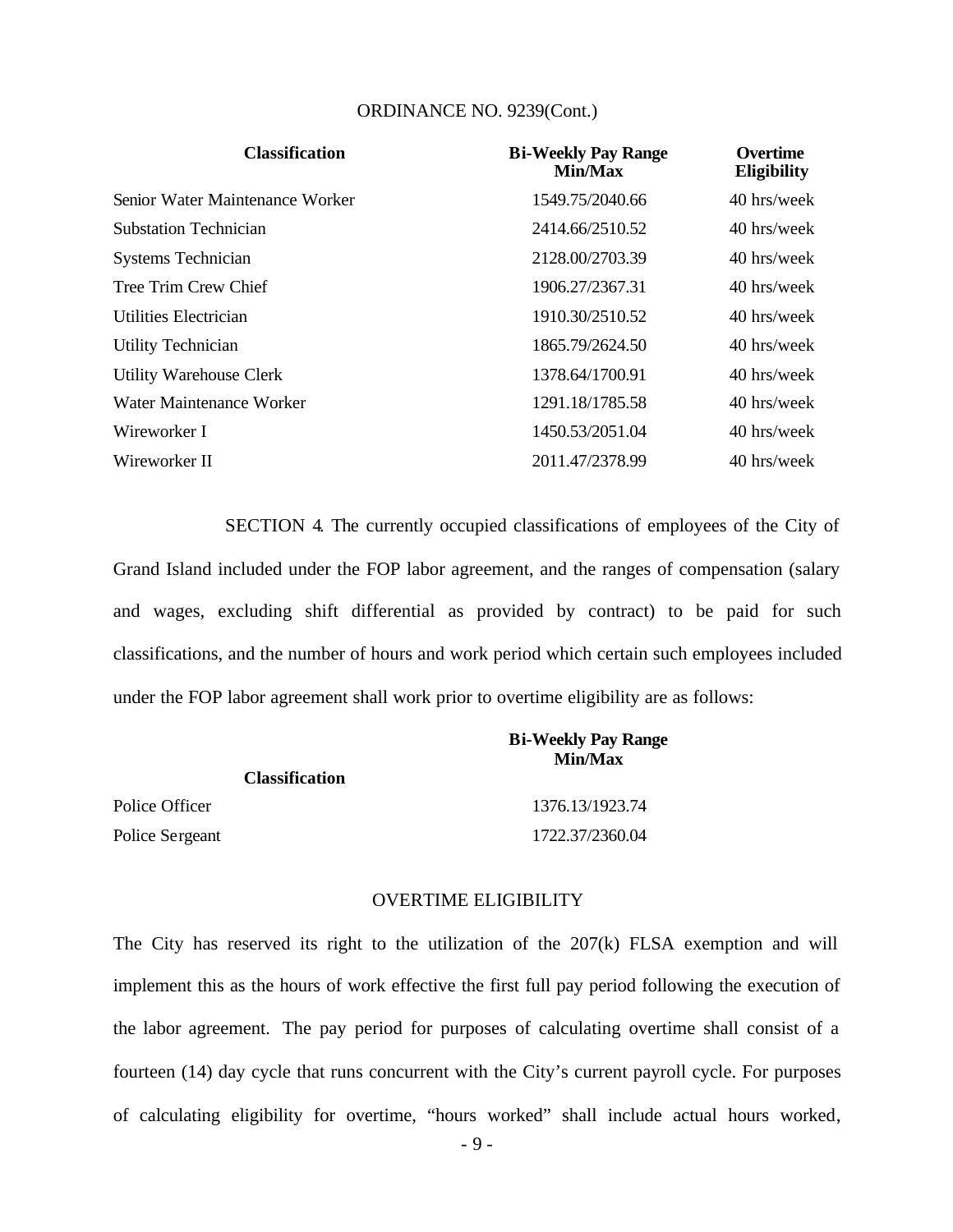ORDINANCE NO. 9239(Cont.)

| Classification | Bi-Weekly Pay Range Min/Max | Overtime Eligibility |
|---|---|---|
| Senior Water Maintenance Worker | 1549.75/2040.66 | 40 hrs/week |
| Substation Technician | 2414.66/2510.52 | 40 hrs/week |
| Systems Technician | 2128.00/2703.39 | 40 hrs/week |
| Tree Trim Crew Chief | 1906.27/2367.31 | 40 hrs/week |
| Utilities Electrician | 1910.30/2510.52 | 40 hrs/week |
| Utility Technician | 1865.79/2624.50 | 40 hrs/week |
| Utility Warehouse Clerk | 1378.64/1700.91 | 40 hrs/week |
| Water Maintenance Worker | 1291.18/1785.58 | 40 hrs/week |
| Wireworker I | 1450.53/2051.04 | 40 hrs/week |
| Wireworker II | 2011.47/2378.99 | 40 hrs/week |

SECTION 4. The currently occupied classifications of employees of the City of Grand Island included under the FOP labor agreement, and the ranges of compensation (salary and wages, excluding shift differential as provided by contract) to be paid for such classifications, and the number of hours and work period which certain such employees included under the FOP labor agreement shall work prior to overtime eligibility are as follows:

| Classification | Bi-Weekly Pay Range Min/Max |
|---|---|
| Police Officer | 1376.13/1923.74 |
| Police Sergeant | 1722.37/2360.04 |

OVERTIME ELIGIBILITY

The City has reserved its right to the utilization of the 207(k) FLSA exemption and will implement this as the hours of work effective the first full pay period following the execution of the labor agreement. The pay period for purposes of calculating overtime shall consist of a fourteen (14) day cycle that runs concurrent with the City's current payroll cycle. For purposes of calculating eligibility for overtime, "hours worked" shall include actual hours worked,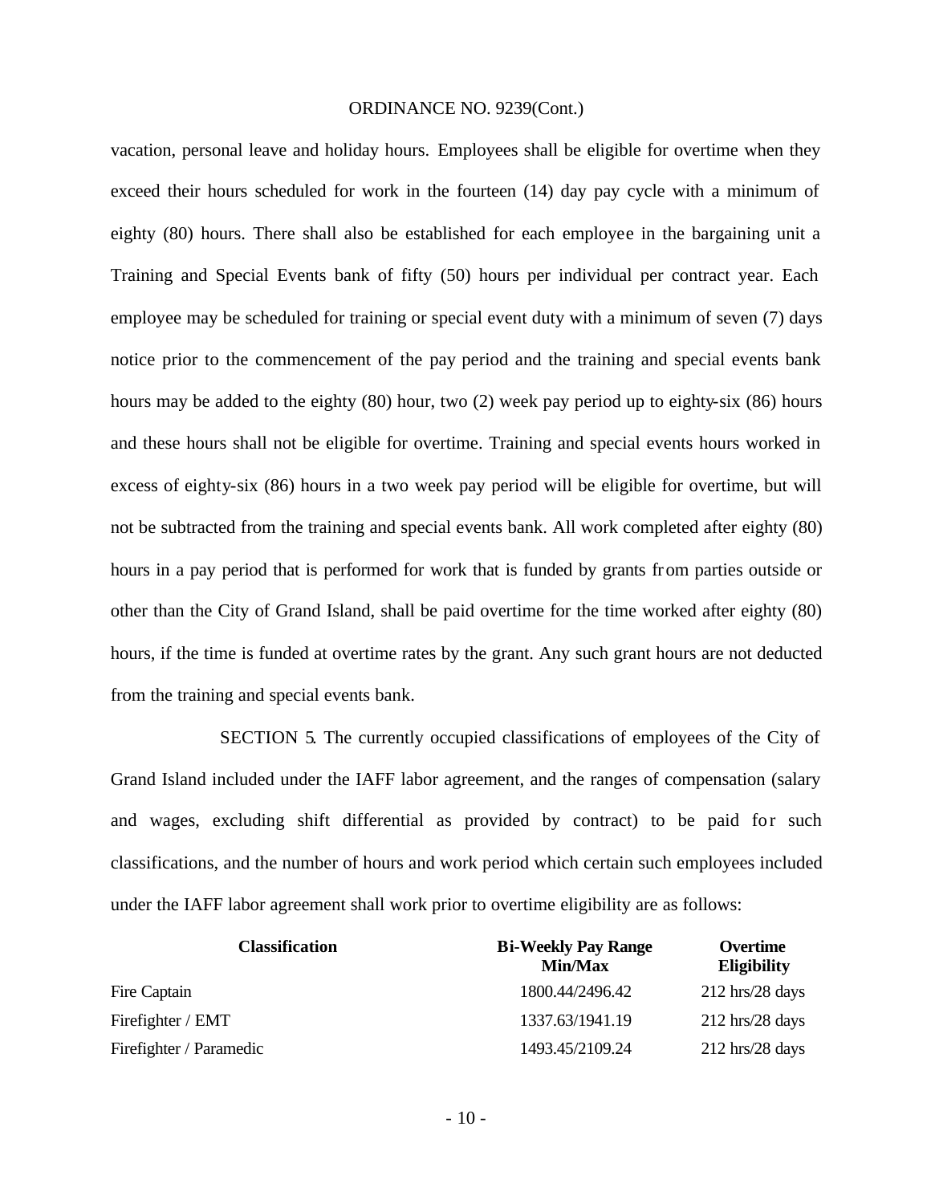vacation, personal leave and holiday hours. Employees shall be eligible for overtime when they exceed their hours scheduled for work in the fourteen (14) day pay cycle with a minimum of eighty (80) hours. There shall also be established for each employee in the bargaining unit a Training and Special Events bank of fifty (50) hours per individual per contract year. Each employee may be scheduled for training or special event duty with a minimum of seven (7) days notice prior to the commencement of the pay period and the training and special events bank hours may be added to the eighty (80) hour, two (2) week pay period up to eighty-six (86) hours and these hours shall not be eligible for overtime. Training and special events hours worked in excess of eighty-six (86) hours in a two week pay period will be eligible for overtime, but will not be subtracted from the training and special events bank. All work completed after eighty (80) hours in a pay period that is performed for work that is funded by grants from parties outside or other than the City of Grand Island, shall be paid overtime for the time worked after eighty (80) hours, if the time is funded at overtime rates by the grant. Any such grant hours are not deducted from the training and special events bank.

SECTION 5. The currently occupied classifications of employees of the City of Grand Island included under the IAFF labor agreement, and the ranges of compensation (salary and wages, excluding shift differential as provided by contract) to be paid for such classifications, and the number of hours and work period which certain such employees included under the IAFF labor agreement shall work prior to overtime eligibility are as follows:

| Classification | Bi-Weekly Pay Range Min/Max | Overtime Eligibility |
|---|---|---|
| Fire Captain | 1800.44/2496.42 | 212 hrs/28 days |
| Firefighter / EMT | 1337.63/1941.19 | 212 hrs/28 days |
| Firefighter / Paramedic | 1493.45/2109.24 | 212 hrs/28 days |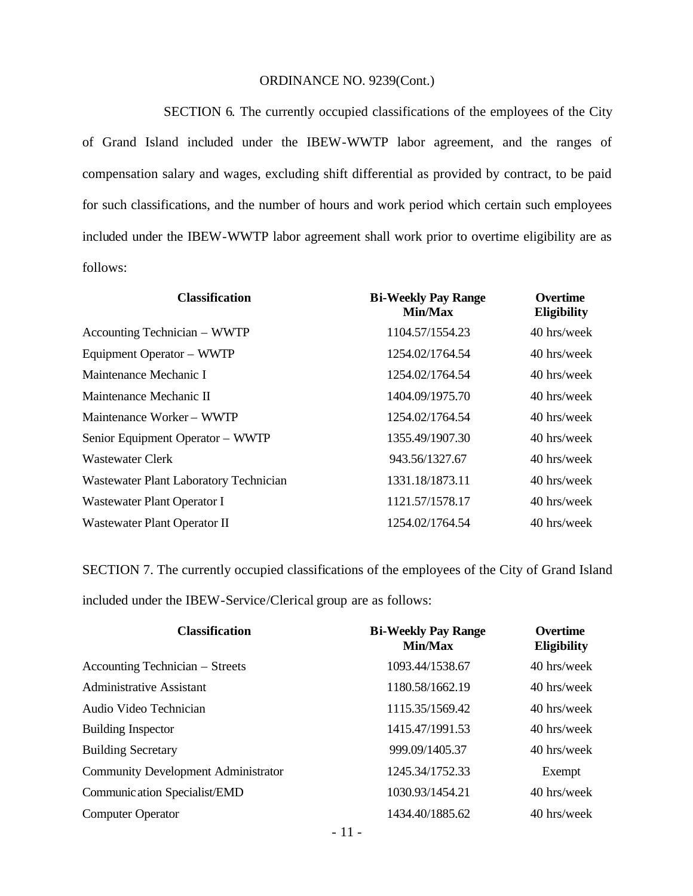ORDINANCE NO. 9239(Cont.)

SECTION 6. The currently occupied classifications of the employees of the City of Grand Island included under the IBEW-WWTP labor agreement, and the ranges of compensation salary and wages, excluding shift differential as provided by contract, to be paid for such classifications, and the number of hours and work period which certain such employees included under the IBEW-WWTP labor agreement shall work prior to overtime eligibility are as follows:

| Classification | Bi-Weekly Pay Range Min/Max | Overtime Eligibility |
|---|---|---|
| Accounting Technician – WWTP | 1104.57/1554.23 | 40 hrs/week |
| Equipment Operator – WWTP | 1254.02/1764.54 | 40 hrs/week |
| Maintenance Mechanic I | 1254.02/1764.54 | 40 hrs/week |
| Maintenance Mechanic II | 1404.09/1975.70 | 40 hrs/week |
| Maintenance Worker – WWTP | 1254.02/1764.54 | 40 hrs/week |
| Senior Equipment Operator – WWTP | 1355.49/1907.30 | 40 hrs/week |
| Wastewater Clerk | 943.56/1327.67 | 40 hrs/week |
| Wastewater Plant Laboratory Technician | 1331.18/1873.11 | 40 hrs/week |
| Wastewater Plant Operator I | 1121.57/1578.17 | 40 hrs/week |
| Wastewater Plant Operator II | 1254.02/1764.54 | 40 hrs/week |

SECTION 7. The currently occupied classifications of the employees of the City of Grand Island included under the IBEW-Service/Clerical group are as follows:

| Classification | Bi-Weekly Pay Range Min/Max | Overtime Eligibility |
|---|---|---|
| Accounting Technician – Streets | 1093.44/1538.67 | 40 hrs/week |
| Administrative Assistant | 1180.58/1662.19 | 40 hrs/week |
| Audio Video Technician | 1115.35/1569.42 | 40 hrs/week |
| Building Inspector | 1415.47/1991.53 | 40 hrs/week |
| Building Secretary | 999.09/1405.37 | 40 hrs/week |
| Community Development Administrator | 1245.34/1752.33 | Exempt |
| Communication Specialist/EMD | 1030.93/1454.21 | 40 hrs/week |
| Computer Operator | 1434.40/1885.62 | 40 hrs/week |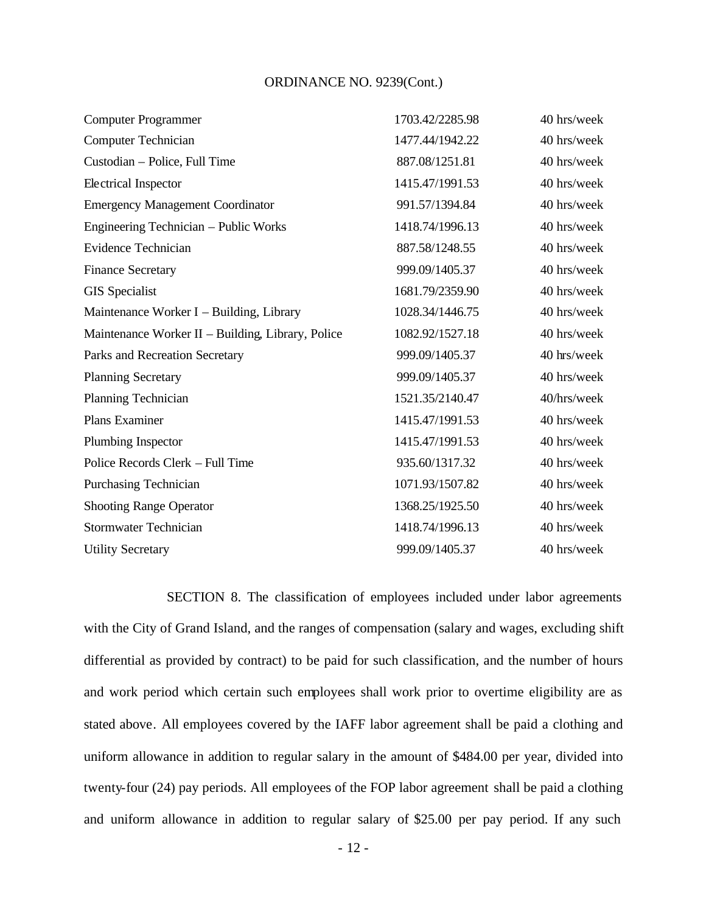ORDINANCE NO. 9239(Cont.)

| | | |
|---|---|---|
| Computer Programmer | 1703.42/2285.98 | 40 hrs/week |
| Computer Technician | 1477.44/1942.22 | 40 hrs/week |
| Custodian – Police, Full Time | 887.08/1251.81 | 40 hrs/week |
| Electrical Inspector | 1415.47/1991.53 | 40 hrs/week |
| Emergency Management Coordinator | 991.57/1394.84 | 40 hrs/week |
| Engineering Technician – Public Works | 1418.74/1996.13 | 40 hrs/week |
| Evidence Technician | 887.58/1248.55 | 40 hrs/week |
| Finance Secretary | 999.09/1405.37 | 40 hrs/week |
| GIS Specialist | 1681.79/2359.90 | 40 hrs/week |
| Maintenance Worker I – Building, Library | 1028.34/1446.75 | 40 hrs/week |
| Maintenance Worker II – Building, Library, Police | 1082.92/1527.18 | 40 hrs/week |
| Parks and Recreation Secretary | 999.09/1405.37 | 40 hrs/week |
| Planning Secretary | 999.09/1405.37 | 40 hrs/week |
| Planning Technician | 1521.35/2140.47 | 40/hrs/week |
| Plans Examiner | 1415.47/1991.53 | 40 hrs/week |
| Plumbing Inspector | 1415.47/1991.53 | 40 hrs/week |
| Police Records Clerk – Full Time | 935.60/1317.32 | 40 hrs/week |
| Purchasing Technician | 1071.93/1507.82 | 40 hrs/week |
| Shooting Range Operator | 1368.25/1925.50 | 40 hrs/week |
| Stormwater Technician | 1418.74/1996.13 | 40 hrs/week |
| Utility Secretary | 999.09/1405.37 | 40 hrs/week |

SECTION 8. The classification of employees included under labor agreements with the City of Grand Island, and the ranges of compensation (salary and wages, excluding shift differential as provided by contract) to be paid for such classification, and the number of hours and work period which certain such employees shall work prior to overtime eligibility are as stated above. All employees covered by the IAFF labor agreement shall be paid a clothing and uniform allowance in addition to regular salary in the amount of $484.00 per year, divided into twenty-four (24) pay periods. All employees of the FOP labor agreement shall be paid a clothing and uniform allowance in addition to regular salary of $25.00 per pay period. If any such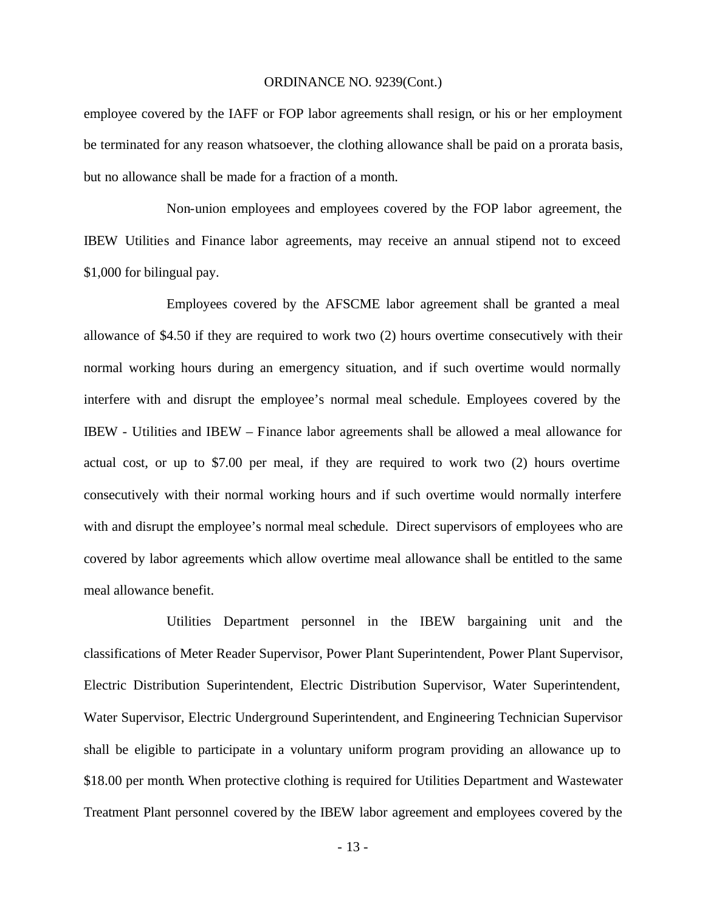employee covered by the IAFF or FOP labor agreements shall resign, or his or her employment be terminated for any reason whatsoever, the clothing allowance shall be paid on a prorata basis, but no allowance shall be made for a fraction of a month.

Non-union employees and employees covered by the FOP labor agreement, the IBEW Utilities and Finance labor agreements, may receive an annual stipend not to exceed $1,000 for bilingual pay.

Employees covered by the AFSCME labor agreement shall be granted a meal allowance of $4.50 if they are required to work two (2) hours overtime consecutively with their normal working hours during an emergency situation, and if such overtime would normally interfere with and disrupt the employee's normal meal schedule. Employees covered by the IBEW - Utilities and IBEW – Finance labor agreements shall be allowed a meal allowance for actual cost, or up to $7.00 per meal, if they are required to work two (2) hours overtime consecutively with their normal working hours and if such overtime would normally interfere with and disrupt the employee's normal meal schedule. Direct supervisors of employees who are covered by labor agreements which allow overtime meal allowance shall be entitled to the same meal allowance benefit.

Utilities Department personnel in the IBEW bargaining unit and the classifications of Meter Reader Supervisor, Power Plant Superintendent, Power Plant Supervisor, Electric Distribution Superintendent, Electric Distribution Supervisor, Water Superintendent, Water Supervisor, Electric Underground Superintendent, and Engineering Technician Supervisor shall be eligible to participate in a voluntary uniform program providing an allowance up to $18.00 per month. When protective clothing is required for Utilities Department and Wastewater Treatment Plant personnel covered by the IBEW labor agreement and employees covered by the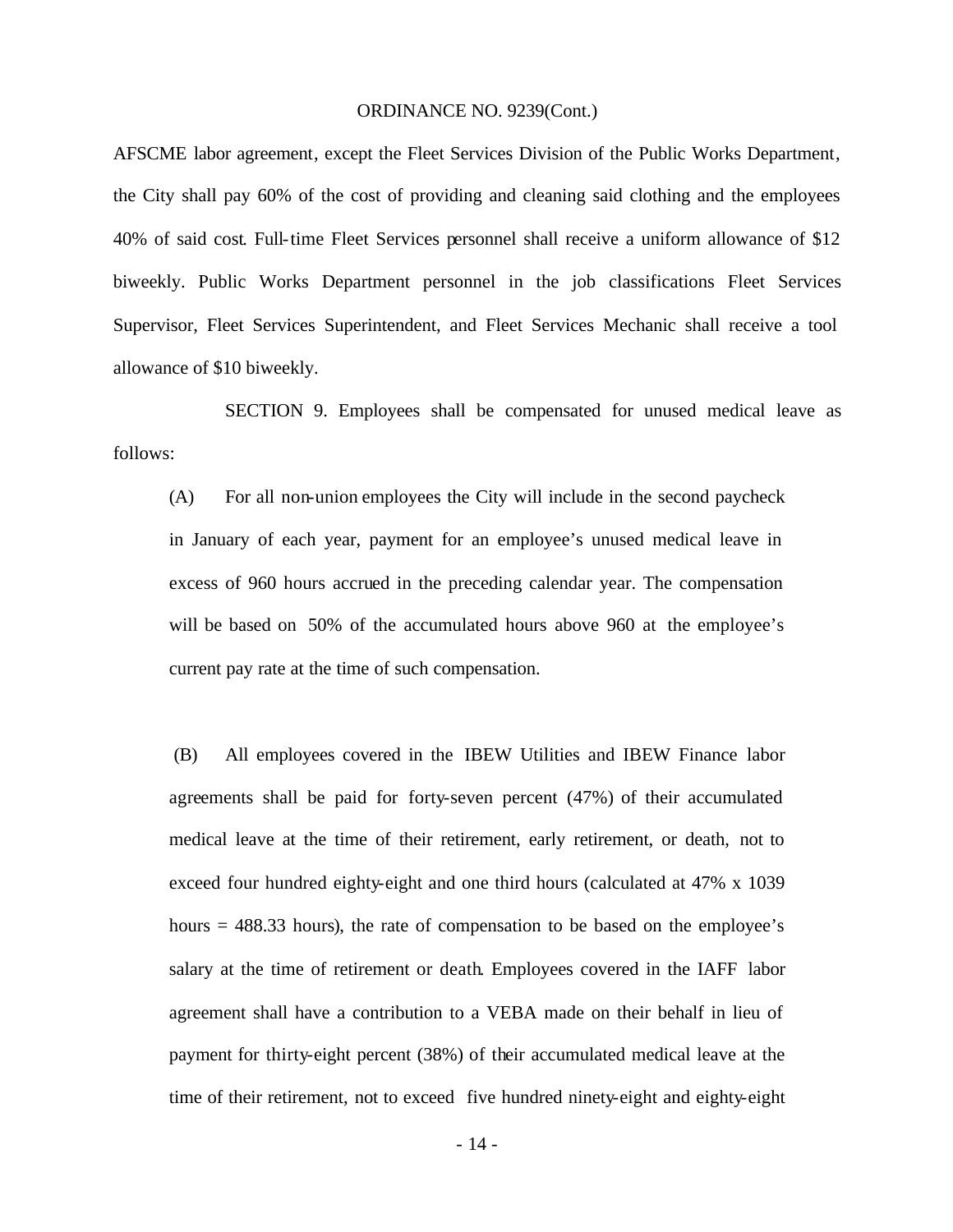AFSCME labor agreement, except the Fleet Services Division of the Public Works Department, the City shall pay 60% of the cost of providing and cleaning said clothing and the employees 40% of said cost. Full-time Fleet Services personnel shall receive a uniform allowance of $12 biweekly. Public Works Department personnel in the job classifications Fleet Services Supervisor, Fleet Services Superintendent, and Fleet Services Mechanic shall receive a tool allowance of $10 biweekly.

SECTION 9. Employees shall be compensated for unused medical leave as follows:

(A) For all non-union employees the City will include in the second paycheck in January of each year, payment for an employee's unused medical leave in excess of 960 hours accrued in the preceding calendar year. The compensation will be based on 50% of the accumulated hours above 960 at the employee's current pay rate at the time of such compensation.

(B) All employees covered in the IBEW Utilities and IBEW Finance labor agreements shall be paid for forty-seven percent (47%) of their accumulated medical leave at the time of their retirement, early retirement, or death, not to exceed four hundred eighty-eight and one third hours (calculated at 47% x 1039 hours = 488.33 hours), the rate of compensation to be based on the employee's salary at the time of retirement or death. Employees covered in the IAFF labor agreement shall have a contribution to a VEBA made on their behalf in lieu of payment for thirty-eight percent (38%) of their accumulated medical leave at the time of their retirement, not to exceed five hundred ninety-eight and eighty-eight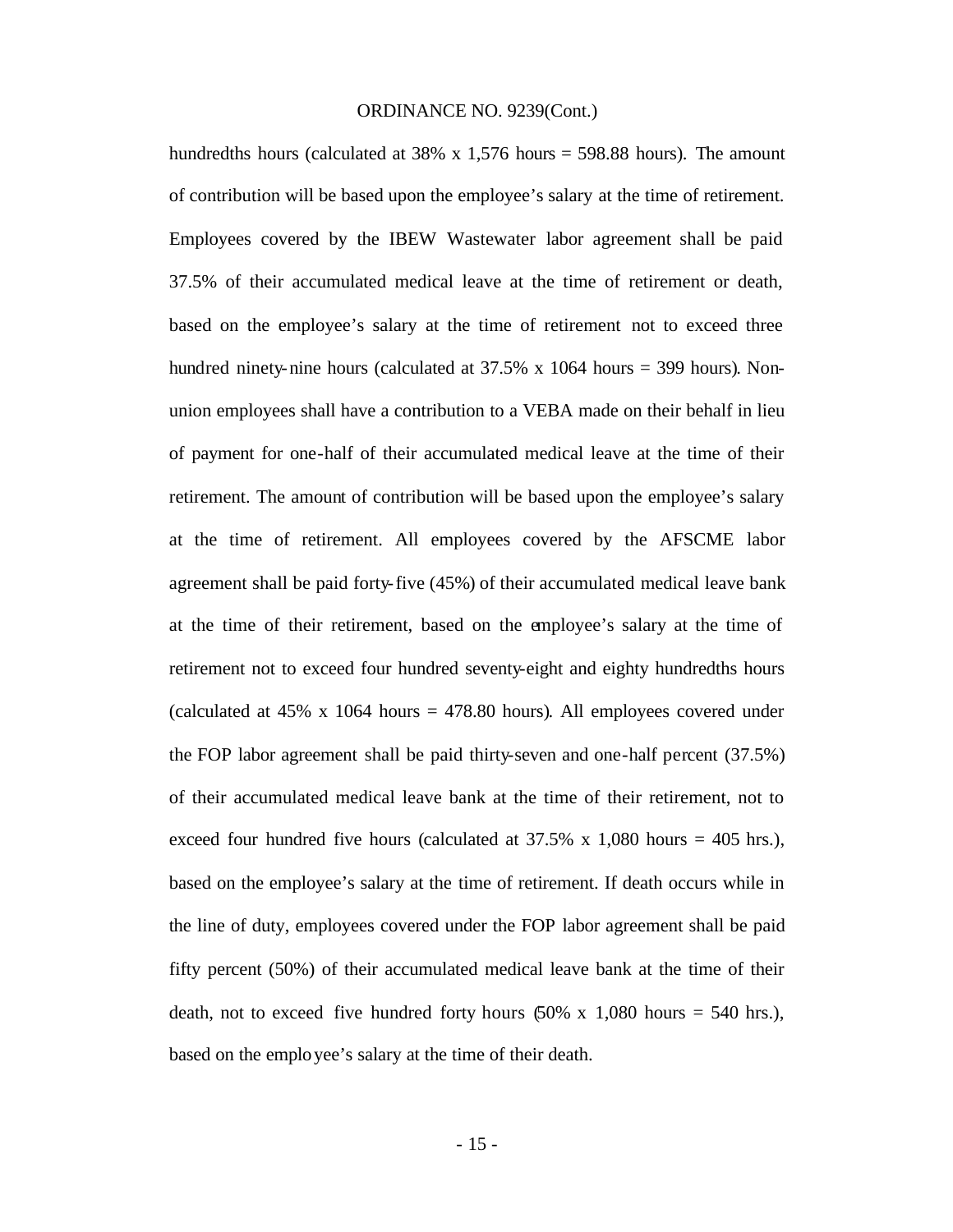hundredths hours (calculated at 38% x 1,576 hours = 598.88 hours). The amount of contribution will be based upon the employee's salary at the time of retirement. Employees covered by the IBEW Wastewater labor agreement shall be paid 37.5% of their accumulated medical leave at the time of retirement or death, based on the employee's salary at the time of retirement not to exceed three hundred ninety-nine hours (calculated at 37.5% x 1064 hours = 399 hours). Non-union employees shall have a contribution to a VEBA made on their behalf in lieu of payment for one-half of their accumulated medical leave at the time of their retirement. The amount of contribution will be based upon the employee's salary at the time of retirement. All employees covered by the AFSCME labor agreement shall be paid forty-five (45%) of their accumulated medical leave bank at the time of their retirement, based on the employee's salary at the time of retirement not to exceed four hundred seventy-eight and eighty hundredths hours (calculated at 45% x 1064 hours = 478.80 hours). All employees covered under the FOP labor agreement shall be paid thirty-seven and one-half percent (37.5%) of their accumulated medical leave bank at the time of their retirement, not to exceed four hundred five hours (calculated at 37.5% x 1,080 hours = 405 hrs.), based on the employee's salary at the time of retirement. If death occurs while in the line of duty, employees covered under the FOP labor agreement shall be paid fifty percent (50%) of their accumulated medical leave bank at the time of their death, not to exceed five hundred forty hours (50% x 1,080 hours = 540 hrs.), based on the employee's salary at the time of their death.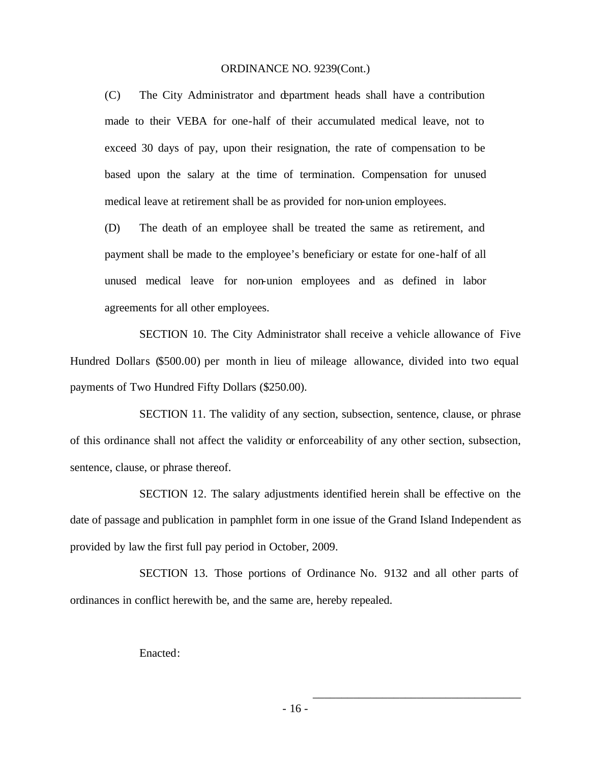ORDINANCE NO. 9239(Cont.)

(C) The City Administrator and department heads shall have a contribution made to their VEBA for one-half of their accumulated medical leave, not to exceed 30 days of pay, upon their resignation, the rate of compensation to be based upon the salary at the time of termination. Compensation for unused medical leave at retirement shall be as provided for non-union employees.

(D) The death of an employee shall be treated the same as retirement, and payment shall be made to the employee's beneficiary or estate for one-half of all unused medical leave for non-union employees and as defined in labor agreements for all other employees.

SECTION 10. The City Administrator shall receive a vehicle allowance of Five Hundred Dollars ($500.00) per month in lieu of mileage allowance, divided into two equal payments of Two Hundred Fifty Dollars ($250.00).

SECTION 11. The validity of any section, subsection, sentence, clause, or phrase of this ordinance shall not affect the validity or enforceability of any other section, subsection, sentence, clause, or phrase thereof.

SECTION 12. The salary adjustments identified herein shall be effective on the date of passage and publication in pamphlet form in one issue of the Grand Island Independent as provided by law the first full pay period in October, 2009.

SECTION 13. Those portions of Ordinance No. 9132 and all other parts of ordinances in conflict herewith be, and the same are, hereby repealed.

Enacted:

\_\_\_\_\_\_\_\_\_\_\_\_\_\_\_\_\_\_\_\_\_\_\_\_\_\_\_\_\_\_\_\_\_\_\_\_\_\_\_\_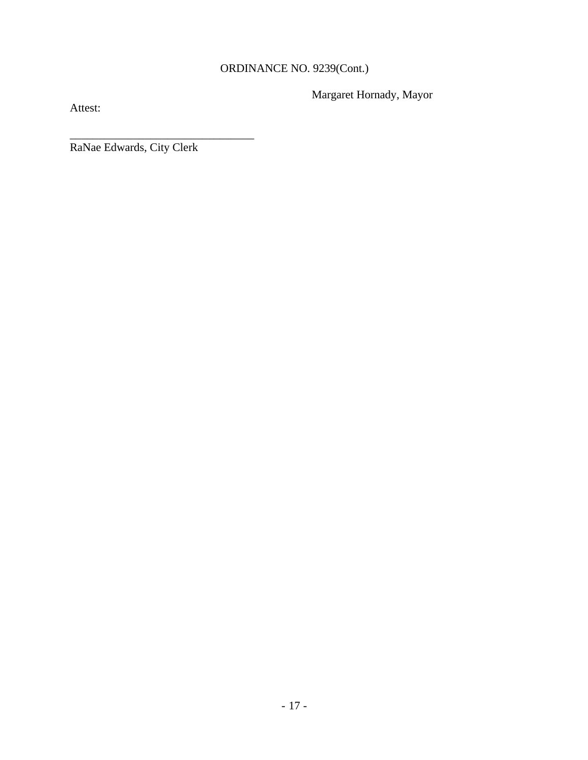ORDINANCE NO. 9239(Cont.)

Margaret Hornady, Mayor

Attest:

_________________________________

RaNae Edwards, City Clerk